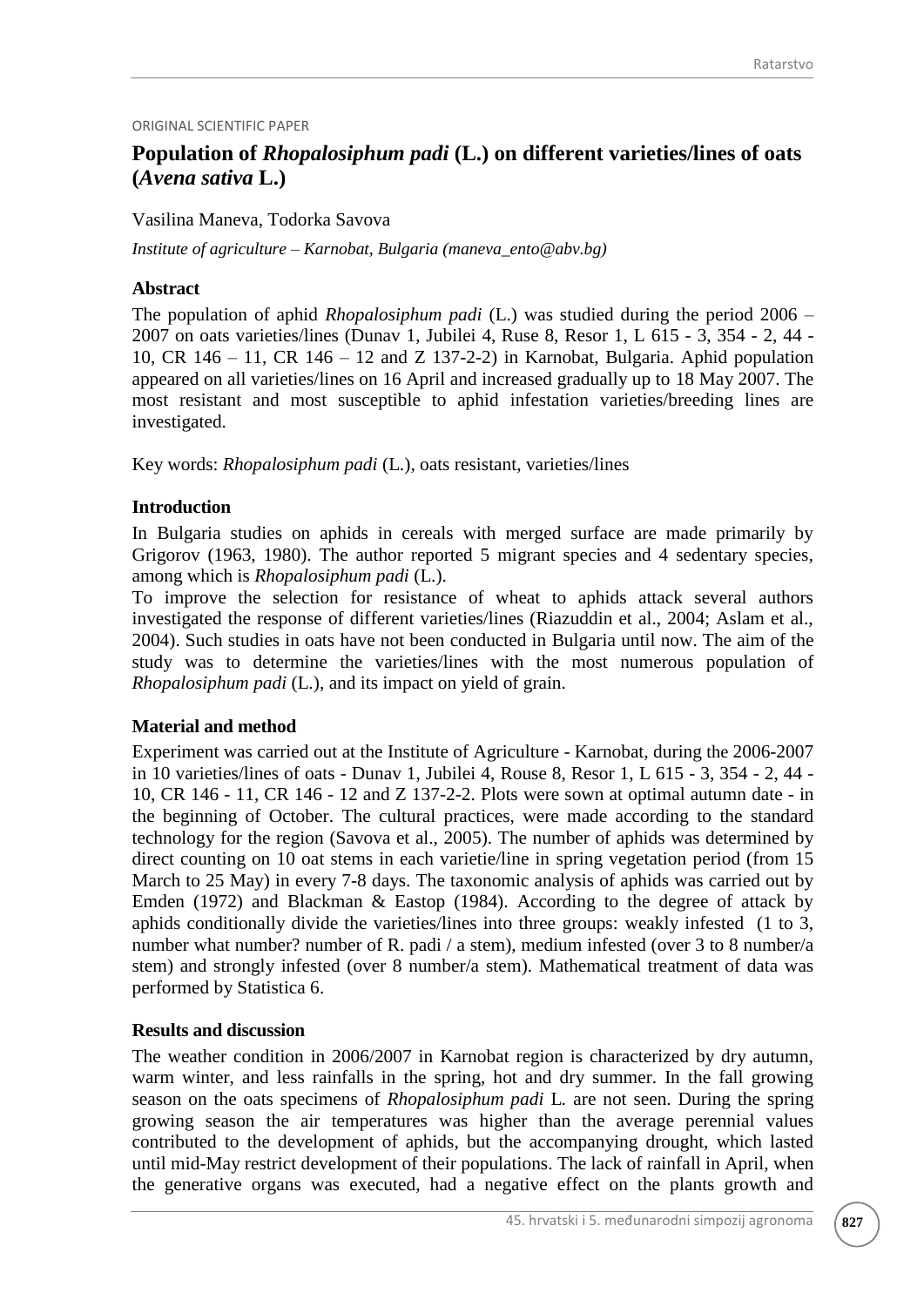ORIGINAL SCIENTIFIC PAPER

# Population of *Rhopalosiphum padi* (L.) on different varieties/lines of oats (*Avena sativa* L.)

Vasilina Maneva, Todorka Savova

*Institute of agriculture – Karnobat, Bulgaria (maneva_ento@abv.bg)*

## Abstract

The population of aphid *Rhopalosiphum padi* (L.) was studied during the period 2006 – 2007 on oats varieties/lines (Dunav 1, Jubilei 4, Ruse 8, Resor 1, L 615 - 3, 354 - 2, 44 - 10, CR 146 – 11, CR 146 – 12 and Z 137-2-2) in Karnobat, Bulgaria. Aphid population appeared on all varieties/lines on 16 April and increased gradually up to 18 May 2007. The most resistant and most susceptible to aphid infestation varieties/breeding lines are investigated.

Key words: *Rhopalosiphum padi* (L.), oats resistant, varieties/lines

## Introduction

In Bulgaria studies on aphids in cereals with merged surface are made primarily by Grigorov (1963, 1980). The author reported 5 migrant species and 4 sedentary species, among which is *Rhopalosiphum padi* (L.).

To improve the selection for resistance of wheat to aphids attack several authors investigated the response of different varieties/lines (Riazuddin et al., 2004; Aslam et al., 2004). Such studies in oats have not been conducted in Bulgaria until now. The aim of the study was to determine the varieties/lines with the most numerous population of *Rhopalosiphum padi* (L.), and its impact on yield of grain.

## Material and method

Experiment was carried out at the Institute of Agriculture - Karnobat, during the 2006-2007 in 10 varieties/lines of oats - Dunav 1, Jubilei 4, Rouse 8, Resor 1, L 615 - 3, 354 - 2, 44 - 10, CR 146 - 11, CR 146 - 12 and Z 137-2-2. Plots were sown at optimal autumn date - in the beginning of October. The cultural practices, were made according to the standard technology for the region (Savova et al., 2005). The number of aphids was determined by direct counting on 10 oat stems in each varietie/line in spring vegetation period (from 15 March to 25 May) in every 7-8 days. The taxonomic analysis of aphids was carried out by Emden (1972) and Blackman & Eastop (1984). According to the degree of attack by aphids conditionally divide the varieties/lines into three groups: weakly infested (1 to 3, number what number? number of R. padi / a stem), medium infested (over 3 to 8 number/a stem) and strongly infested (over 8 number/a stem). Mathematical treatment of data was performed by Statistica 6.

## Results and discussion

The weather condition in 2006/2007 in Karnobat region is characterized by dry autumn, warm winter, and less rainfalls in the spring, hot and dry summer. In the fall growing season on the oats specimens of *Rhopalosiphum padi* L. are not seen. During the spring growing season the air temperatures was higher than the average perennial values contributed to the development of aphids, but the accompanying drought, which lasted until mid-May restrict development of their populations. The lack of rainfall in April, when the generative organs was executed, had a negative effect on the plants growth and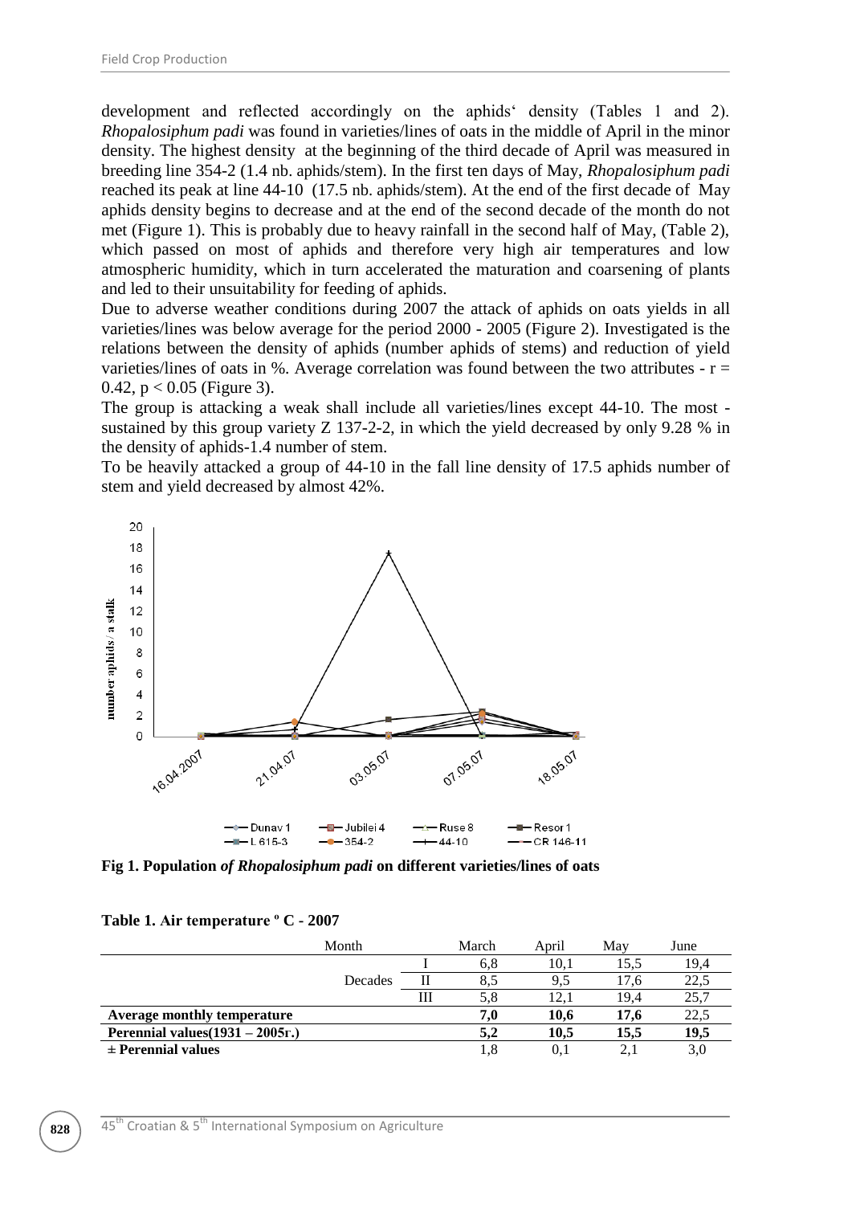development and reflected accordingly on the aphids' density (Tables 1 and 2). *Rhopalosiphum padi* was found in varieties/lines of oats in the middle of April in the minor density. The highest density at the beginning of the third decade of April was measured in breeding line 354-2 (1.4 nb. aphids/stem). In the first ten days of May, *Rhopalosiphum padi* reached its peak at line 44-10 (17.5 nb. aphids/stem). At the end of the first decade of May aphids density begins to decrease and at the end of the second decade of the month do not met (Figure 1). This is probably due to heavy rainfall in the second half of May, (Table 2), which passed on most of aphids and therefore very high air temperatures and low atmospheric humidity, which in turn accelerated the maturation and coarsening of plants and led to their unsuitability for feeding of aphids.

Due to adverse weather conditions during 2007 the attack of aphids on oats yields in all varieties/lines was below average for the period 2000 - 2005 (Figure 2). Investigated is the relations between the density of aphids (number aphids of stems) and reduction of yield varieties/lines of oats in %. Average correlation was found between the two attributes - $r = 0.42$, $p < 0.05$ (Figure 3).

The group is attacking a weak shall include all varieties/lines except 44-10. The most - sustained by this group variety Z 137-2-2, in which the yield decreased by only 9.28 % in the density of aphids-1.4 number of stem.

To be heavily attacked a group of 44-10 in the fall line density of 17.5 aphids number of stem and yield decreased by almost 42%.

**Fig 1. Population *of Rhopalosiphum padi* on different varieties/lines of oats**

**Table 1. Air temperature º C - 2007**

| Month | | March | April | May | June |
|---|---|---|---|---|---|
| Decades | I | 6,8 | 10,1 | 15,5 | 19,4 |
| | II | 8,5 | 9,5 | 17,6 | 22,5 |
| | III | 5,8 | 12,1 | 19,4 | 25,7 |
| **Average monthly temperature** | | **7,0** | **10,6** | **17,6** | 22,5 |
| **Perennial values(1931 – 2005г.)** | | **5,2** | **10,5** | **15,5** | **19,5** |
| **± Perennial values** | | 1,8 | 0,1 | 2,1 | 3,0 |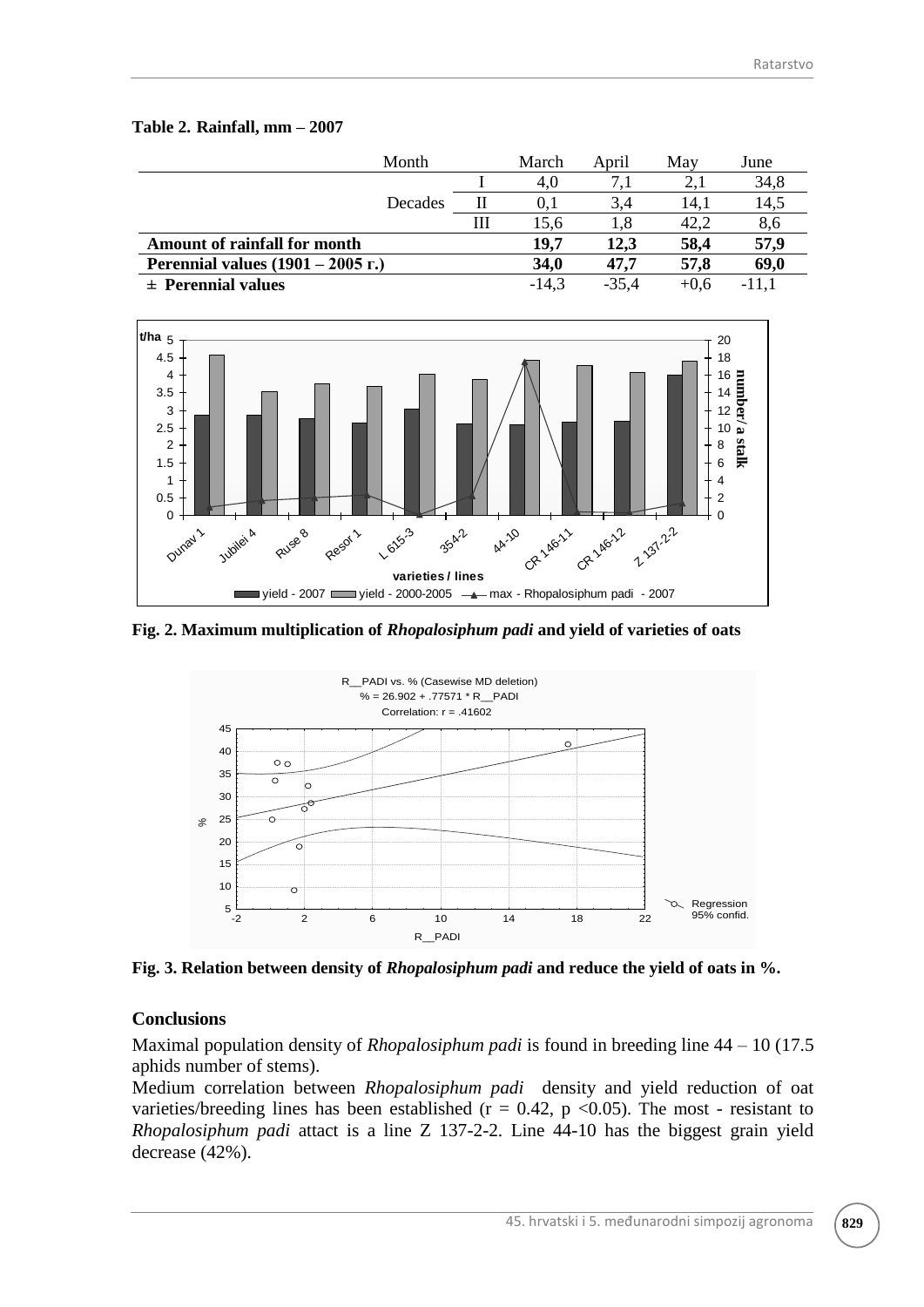**Table 2. Rainfall, mm – 2007**

| Month | | March | April | May | June |
|---|---|---|---|---|---|
| Decades | I | 4,0 | 7,1 | 2,1 | 34,8 |
| | II | 0,1 | 3,4 | 14,1 | 14,5 |
| | III | 15,6 | 1,8 | 42,2 | 8,6 |
| **Amount of rainfall for month** | | **19,7** | **12,3** | **58,4** | **57,9** |
| **Perennial values (1901 – 2005 г.)** | | **34,0** | **47,7** | **57,8** | **69,0** |
| **± Perennial values** | | -14,3 | -35,4 | +0,6 | -11,1 |

**Fig. 2. Maximum multiplication of *Rhopalosiphum padi* and yield of varieties of oats**

**Fig. 3. Relation between density of *Rhopalosiphum padi* and reduce the yield of oats in %.**

## Conclusions

Maximal population density of *Rhopalosiphum padi* is found in breeding line 44 – 10 (17.5 aphids number of stems).

Medium correlation between *Rhopalosiphum padi* density and yield reduction of oat varieties/breeding lines has been established ($r = 0.42$, $p < 0.05$). The most - resistant to *Rhopalosiphum padi* attact is a line Z 137-2-2. Line 44-10 has the biggest grain yield decrease (42%).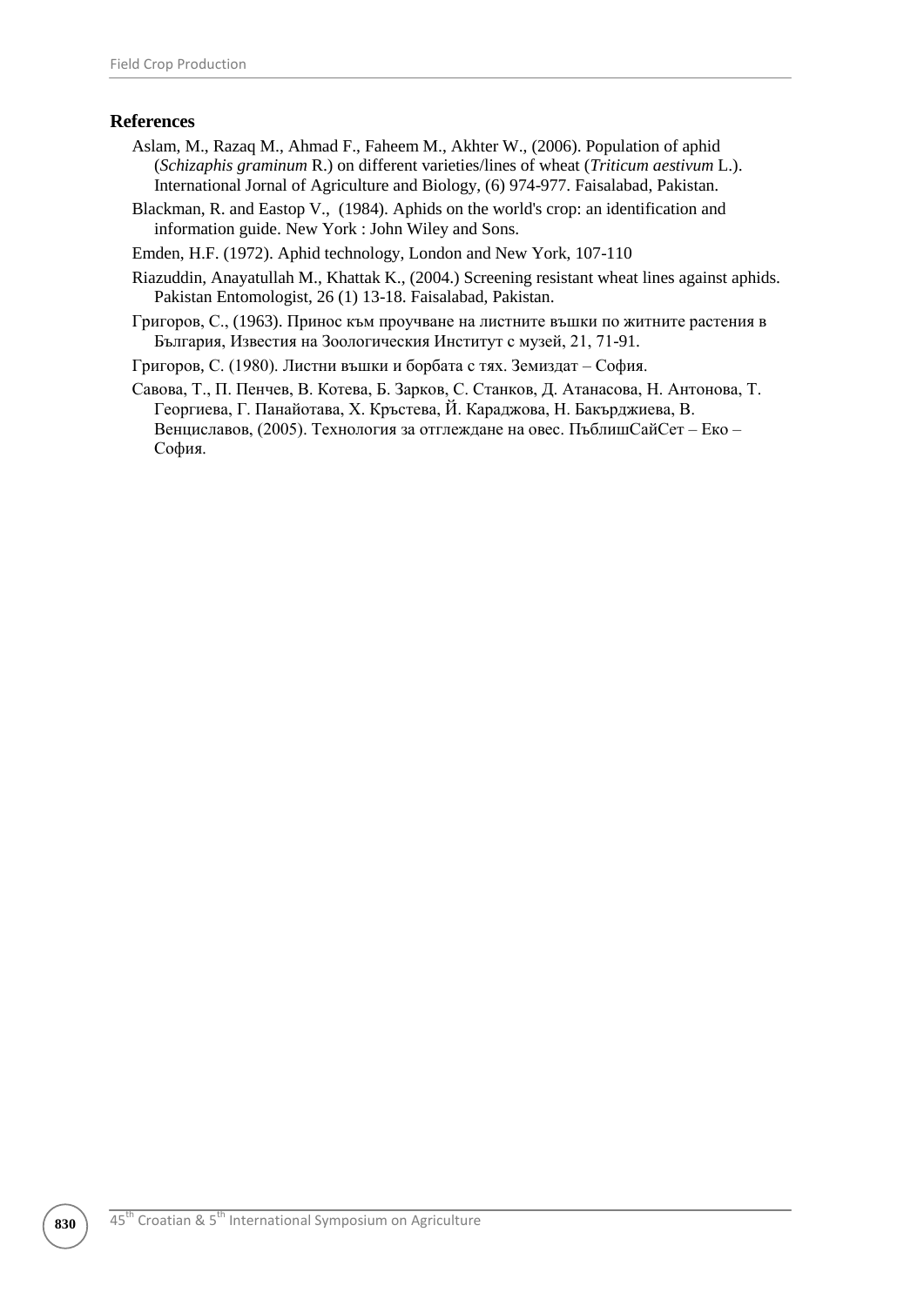## References

Aslam, M., Razaq M., Ahmad F., Faheem M., Akhter W., (2006). Population of aphid (*Schizaphis graminum* R.) on different varieties/lines of wheat (*Triticum aestivum* L.). International Jornal of Agriculture and Biology, (6) 974-977. Faisalabad, Pakistan.

Blackman, R. and Eastop V., (1984). Aphids on the world's crop: an identification and information guide. New York : John Wiley and Sons.

Emden, H.F. (1972). Aphid technology, London and New York, 107-110

Riazuddin, Anayatullah M., Khattak K., (2004.) Screening resistant wheat lines against aphids. Pakistan Entomologist, 26 (1) 13-18. Faisalabad, Pakistan.

Григоров, С., (1963). Принос към проучване на листните въшки по житните растения в България, Известия на Зоологическия Институт с музей, 21, 71-91.

Григоров, С. (1980). Листни въшки и борбата с тях. Земиздат – София.

Савова, Т., П. Пенчев, В. Котева, Б. Зарков, С. Станков, Д. Атанасова, Н. Антонова, Т. Георгиева, Г. Панайотава, Х. Кръстева, Й. Караджова, Н. Бакърджиева, В. Венциславов, (2005). Технология за отглеждане на овес. ПъблишСайСет – Еко – София.